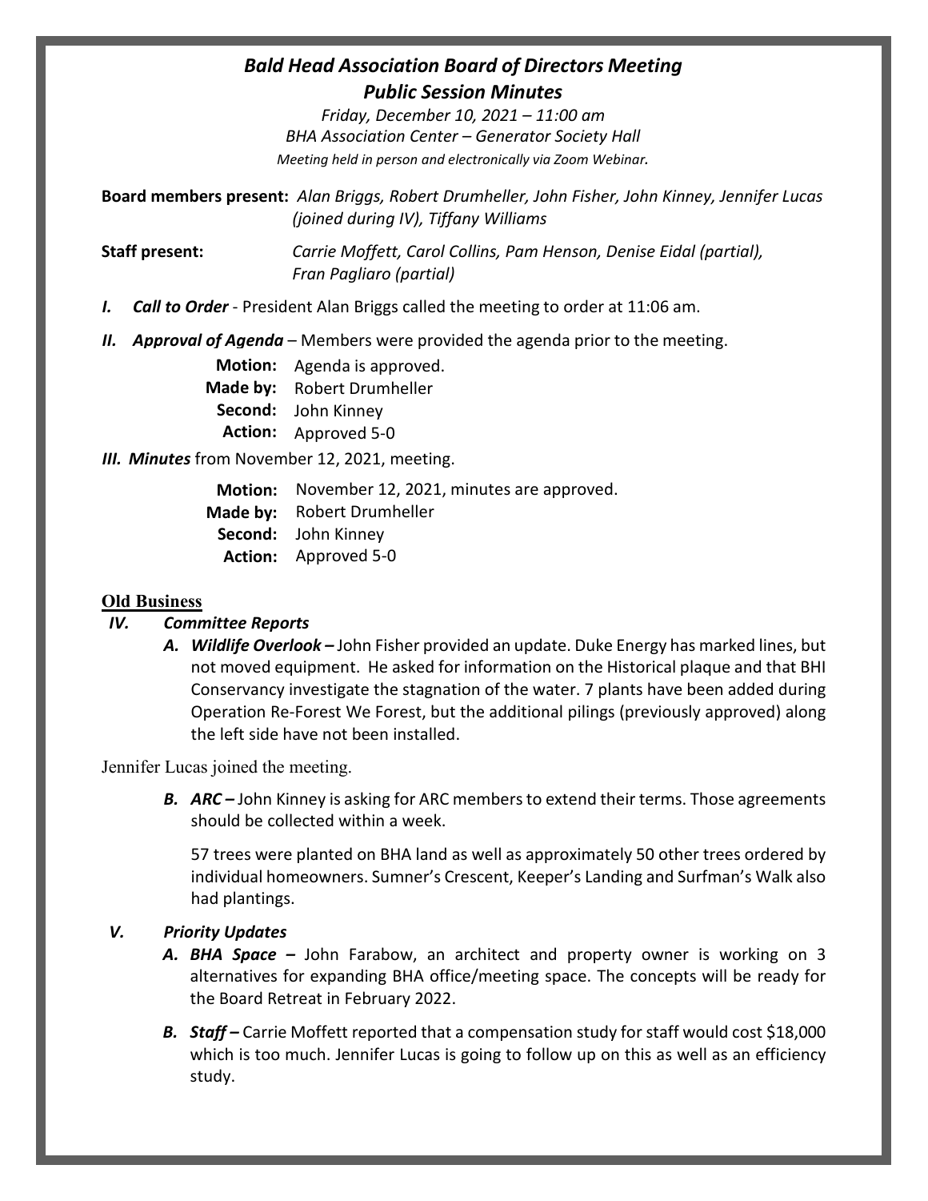# *Bald Head Association Board of Directors Meeting*
## *Public Session Minutes*

*Friday, December 10, 2021 – 11:00 am*
*BHA Association Center – Generator Society Hall*
*Meeting held in person and electronically via Zoom Webinar.*

**Board members present:** *Alan Briggs, Robert Drumheller, John Fisher, John Kinney, Jennifer Lucas (joined during IV), Tiffany Williams*

**Staff present:** *Carrie Moffett, Carol Collins, Pam Henson, Denise Eidal (partial), Fran Pagliaro (partial)*

***I. Call to Order*** - President Alan Briggs called the meeting to order at 11:06 am.

***II. Approval of Agenda*** – Members were provided the agenda prior to the meeting.

**Motion:** Agenda is approved.
**Made by:** Robert Drumheller
**Second:** John Kinney
**Action:** Approved 5-0

***III. Minutes*** from November 12, 2021, meeting.

**Motion:** November 12, 2021, minutes are approved.
**Made by:** Robert Drumheller
**Second:** John Kinney
**Action:** Approved 5-0

## Old Business

### *IV. Committee Reports*

***A. Wildlife Overlook –*** John Fisher provided an update. Duke Energy has marked lines, but not moved equipment. He asked for information on the Historical plaque and that BHI Conservancy investigate the stagnation of the water. 7 plants have been added during Operation Re-Forest We Forest, but the additional pilings (previously approved) along the left side have not been installed.

Jennifer Lucas joined the meeting.

***B. ARC –*** John Kinney is asking for ARC members to extend their terms. Those agreements should be collected within a week.

57 trees were planted on BHA land as well as approximately 50 other trees ordered by individual homeowners. Sumner's Crescent, Keeper's Landing and Surfman's Walk also had plantings.

### *V. Priority Updates*

***A. BHA Space –*** John Farabow, an architect and property owner is working on 3 alternatives for expanding BHA office/meeting space. The concepts will be ready for the Board Retreat in February 2022.

***B. Staff –*** Carrie Moffett reported that a compensation study for staff would cost $18,000 which is too much. Jennifer Lucas is going to follow up on this as well as an efficiency study.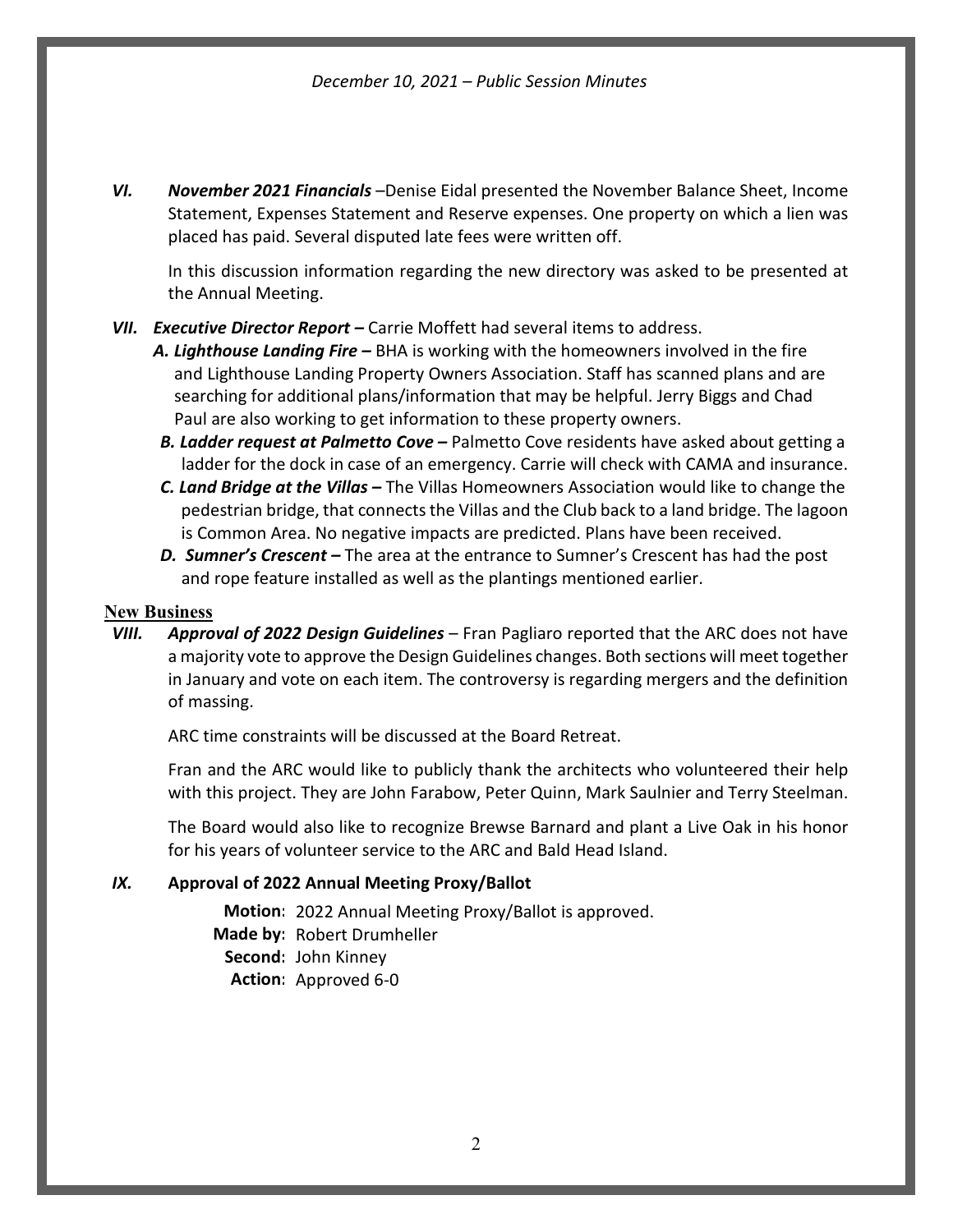*VI.* ***November 2021 Financials*** –Denise Eidal presented the November Balance Sheet, Income Statement, Expenses Statement and Reserve expenses. One property on which a lien was placed has paid. Several disputed late fees were written off.

In this discussion information regarding the new directory was asked to be presented at the Annual Meeting.

*VII.* ***Executive Director Report –*** Carrie Moffett had several items to address.

***A. Lighthouse Landing Fire –*** BHA is working with the homeowners involved in the fire and Lighthouse Landing Property Owners Association. Staff has scanned plans and are searching for additional plans/information that may be helpful. Jerry Biggs and Chad Paul are also working to get information to these property owners.

***B. Ladder request at Palmetto Cove –*** Palmetto Cove residents have asked about getting a ladder for the dock in case of an emergency. Carrie will check with CAMA and insurance.

***C. Land Bridge at the Villas –*** The Villas Homeowners Association would like to change the pedestrian bridge, that connects the Villas and the Club back to a land bridge. The lagoon is Common Area. No negative impacts are predicted. Plans have been received.

***D. Sumner's Crescent –*** The area at the entrance to Sumner's Crescent has had the post and rope feature installed as well as the plantings mentioned earlier.

## New Business

*VIII.* ***Approval of 2022 Design Guidelines*** – Fran Pagliaro reported that the ARC does not have a majority vote to approve the Design Guidelines changes. Both sections will meet together in January and vote on each item. The controversy is regarding mergers and the definition of massing.

ARC time constraints will be discussed at the Board Retreat.

Fran and the ARC would like to publicly thank the architects who volunteered their help with this project. They are John Farabow, Peter Quinn, Mark Saulnier and Terry Steelman.

The Board would also like to recognize Brewse Barnard and plant a Live Oak in his honor for his years of volunteer service to the ARC and Bald Head Island.

*IX.* **Approval of 2022 Annual Meeting Proxy/Ballot**

**Motion**: 2022 Annual Meeting Proxy/Ballot is approved.
**Made by**: Robert Drumheller
**Second**: John Kinney
**Action**: Approved 6-0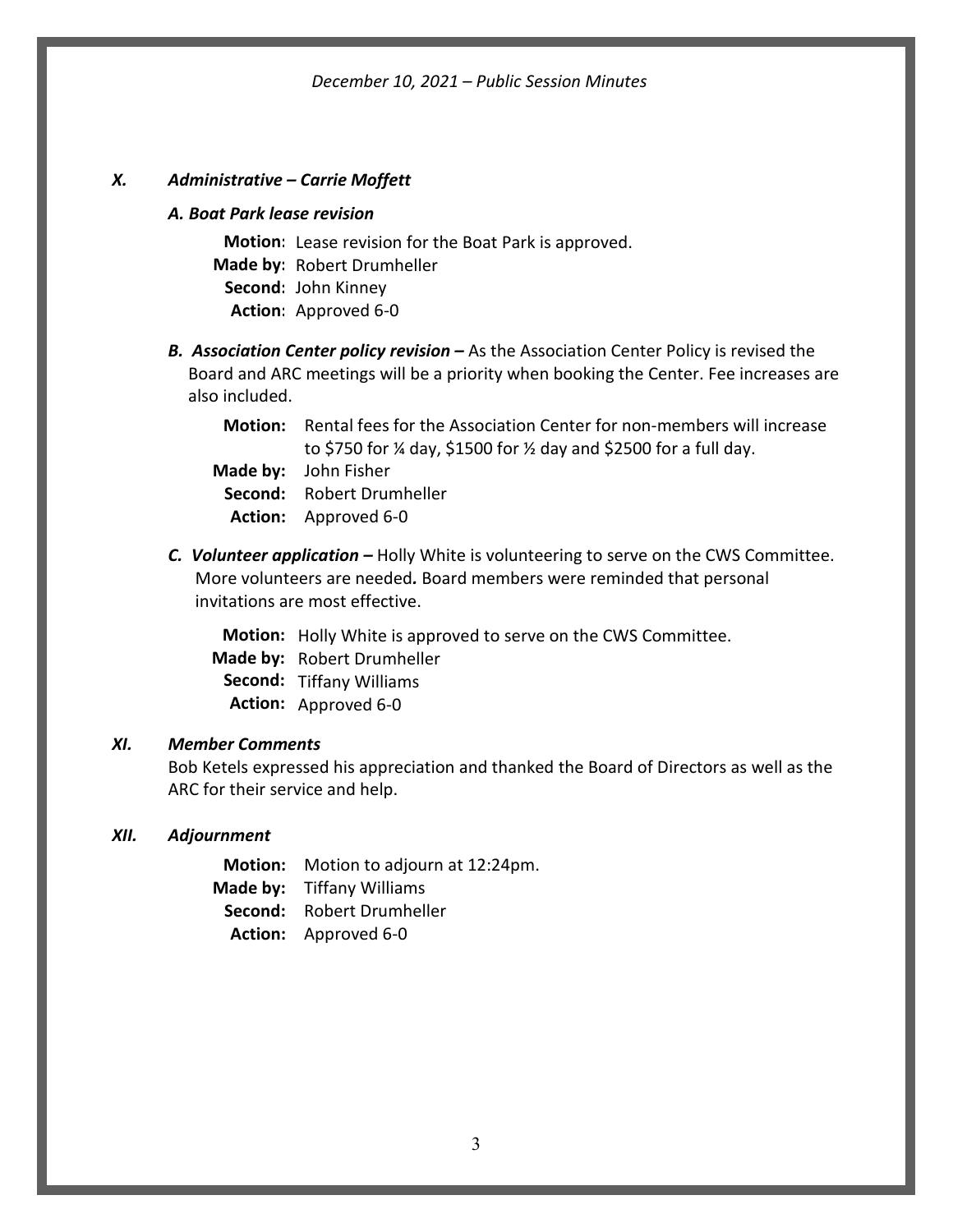### *X. Administrative – Carrie Moffett*

#### *A. Boat Park lease revision*

**Motion**: Lease revision for the Boat Park is approved.
**Made by**: Robert Drumheller
**Second**: John Kinney
**Action**: Approved 6-0

***B. Association Center policy revision –*** As the Association Center Policy is revised the Board and ARC meetings will be a priority when booking the Center. Fee increases are also included.

**Motion:** Rental fees for the Association Center for non-members will increase to $750 for ¼ day, $1500 for ½ day and $2500 for a full day.
**Made by:** John Fisher
**Second:** Robert Drumheller
**Action:** Approved 6-0

***C. Volunteer application –*** Holly White is volunteering to serve on the CWS Committee. More volunteers are needed***.*** Board members were reminded that personal invitations are most effective.

**Motion:** Holly White is approved to serve on the CWS Committee.
**Made by:** Robert Drumheller
**Second:** Tiffany Williams
**Action:** Approved 6-0

### *XI. Member Comments*

Bob Ketels expressed his appreciation and thanked the Board of Directors as well as the ARC for their service and help.

### *XII. Adjournment*

**Motion:** Motion to adjourn at 12:24pm.
**Made by:** Tiffany Williams
**Second:** Robert Drumheller
**Action:** Approved 6-0